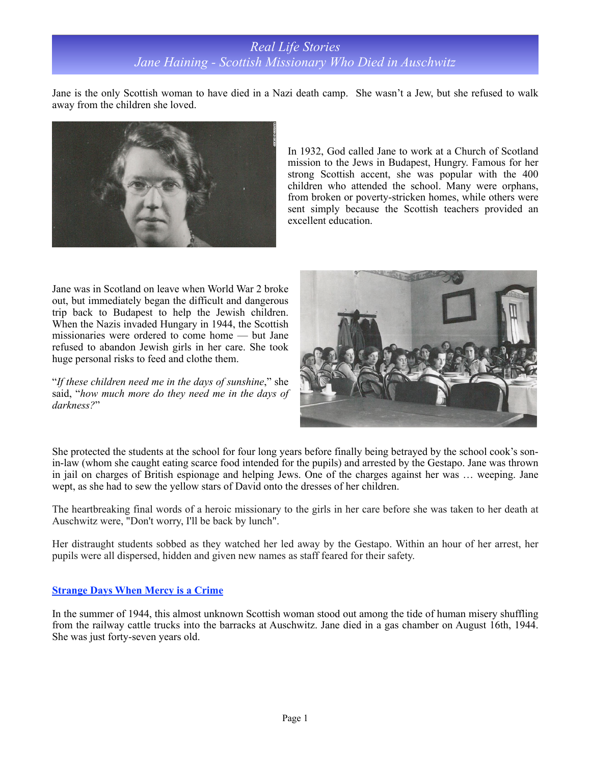# Real Life Stories

## Jane Haining - Scottish Missionary Who Died in Auschwitz

Jane is the only Scottish woman to have died in a Nazi death camp. She wasn't a Jew, but she refused to walk away from the children she loved.

In 1932, God called Jane to work at a Church of Scotland mission to the Jews in Budapest, Hungry. Famous for her strong Scottish accent, she was popular with the 400 children who attended the school. Many were orphans, from broken or poverty-stricken homes, while others were sent simply because the Scottish teachers provided an excellent education.

Jane was in Scotland on leave when World War 2 broke out, but immediately began the difficult and dangerous trip back to Budapest to help the Jewish children. When the Nazis invaded Hungary in 1944, the Scottish missionaries were ordered to come home — but Jane refused to abandon Jewish girls in her care. She took huge personal risks to feed and clothe them.

"*If these children need me in the days of sunshine*," she said, "*how much more do they need me in the days of darkness?*"

She protected the students at the school for four long years before finally being betrayed by the school cook's son-in-law (whom she caught eating scarce food intended for the pupils) and arrested by the Gestapo. Jane was thrown in jail on charges of British espionage and helping Jews. One of the charges against her was … weeping. Jane wept, as she had to sew the yellow stars of David onto the dresses of her children.

The heartbreaking final words of a heroic missionary to the girls in her care before she was taken to her death at Auschwitz were, "Don't worry, I'll be back by lunch".

Her distraught students sobbed as they watched her led away by the Gestapo. Within an hour of her arrest, her pupils were all dispersed, hidden and given new names as staff feared for their safety.

### Strange Days When Mercy is a Crime

In the summer of 1944, this almost unknown Scottish woman stood out among the tide of human misery shuffling from the railway cattle trucks into the barracks at Auschwitz. Jane died in a gas chamber on August 16th, 1944. She was just forty-seven years old.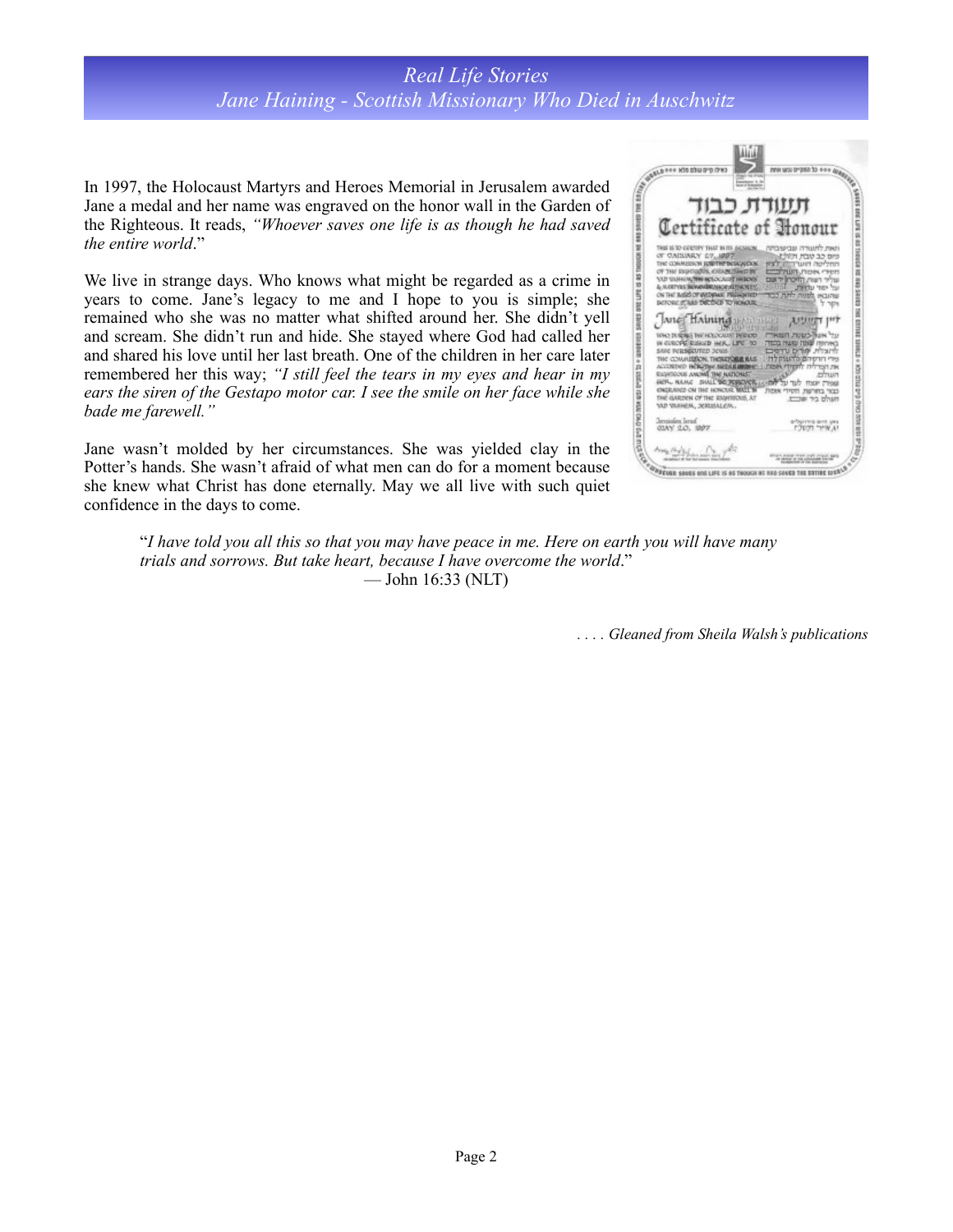# Real Life Stories
## Jane Haining - Scottish Missionary Who Died in Auschwitz

In 1997, the Holocaust Martyrs and Heroes Memorial in Jerusalem awarded Jane a medal and her name was engraved on the honor wall in the Garden of the Righteous. It reads, *"Whoever saves one life is as though he had saved the entire world*."

We live in strange days. Who knows what might be regarded as a crime in years to come. Jane's legacy to me and I hope to you is simple; she remained who she was no matter what shifted around her. She didn't yell and scream. She didn't run and hide. She stayed where God had called her and shared his love until her last breath. One of the children in her care later remembered her this way; *"I still feel the tears in my eyes and hear in my ears the siren of the Gestapo motor car. I see the smile on her face while she bade me farewell."*

Jane wasn't molded by her circumstances. She was yielded clay in the Potter's hands. She wasn't afraid of what men can do for a moment because she knew what Christ has done eternally. May we all live with such quiet confidence in the days to come.

> "*I have told you all this so that you may have peace in me. Here on earth you will have many trials and sorrows. But take heart, because I have overcome the world*."
> — John 16:33 (NLT)

*. . . . Gleaned from Sheila Walsh's publications*